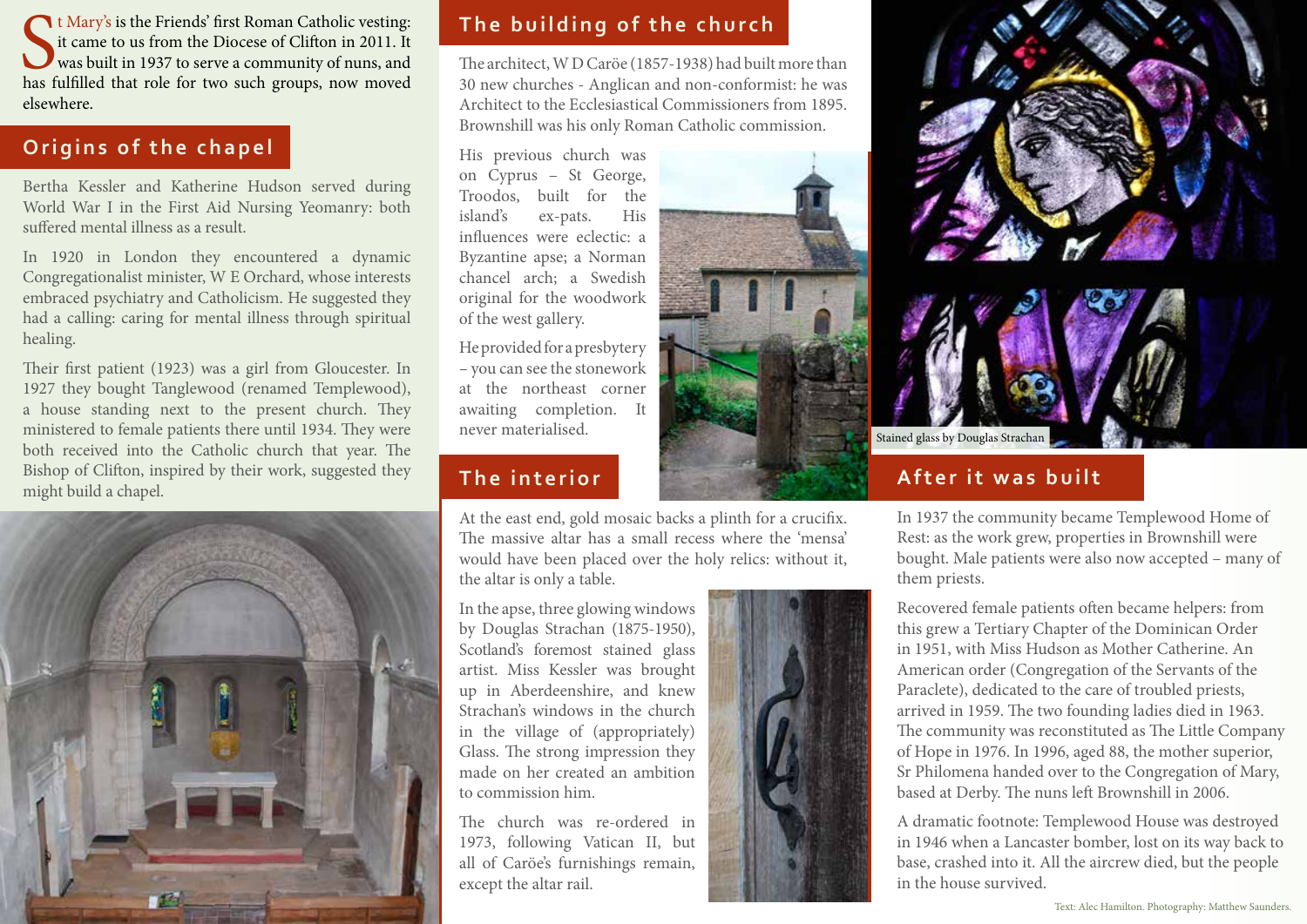St Mary's is the Friends' first Roman Catholic vesting: it came to us from the Diocese of Clifton in 2011. It was built in 1937 to serve a community of nuns, and has fulfilled that role for two such groups, now moved elsewhere.

## Origins of the chapel

Bertha Kessler and Katherine Hudson served during World War I in the First Aid Nursing Yeomanry: both suffered mental illness as a result.

In 1920 in London they encountered a dynamic Congregationalist minister, W E Orchard, whose interests embraced psychiatry and Catholicism. He suggested they had a calling: caring for mental illness through spiritual healing.

Their first patient (1923) was a girl from Gloucester. In 1927 they bought Tanglewood (renamed Templewood), a house standing next to the present church. They ministered to female patients there until 1934. They were both received into the Catholic church that year. The Bishop of Clifton, inspired by their work, suggested they might build a chapel.

## The building of the church

The architect, W D Caröe (1857-1938) had built more than 30 new churches - Anglican and non-conformist: he was Architect to the Ecclesiastical Commissioners from 1895. Brownshill was his only Roman Catholic commission.

His previous church was on Cyprus – St George, Troodos, built for the island's ex-pats. His influences were eclectic: a Byzantine apse; a Norman chancel arch; a Swedish original for the woodwork of the west gallery.

He provided for a presbytery – you can see the stonework at the northeast corner awaiting completion. It never materialised.

## The interior

At the east end, gold mosaic backs a plinth for a crucifix. The massive altar has a small recess where the 'mensa' would have been placed over the holy relics: without it, the altar is only a table.

In the apse, three glowing windows by Douglas Strachan (1875-1950), Scotland's foremost stained glass artist. Miss Kessler was brought up in Aberdeenshire, and knew Strachan's windows in the church in the village of (appropriately) Glass. The strong impression they made on her created an ambition to commission him.

The church was re-ordered in 1973, following Vatican II, but all of Caröe's furnishings remain, except the altar rail.

Stained glass by Douglas Strachan

## After it was built

In 1937 the community became Templewood Home of Rest: as the work grew, properties in Brownshill were bought. Male patients were also now accepted – many of them priests.

Recovered female patients often became helpers: from this grew a Tertiary Chapter of the Dominican Order in 1951, with Miss Hudson as Mother Catherine. An American order (Congregation of the Servants of the Paraclete), dedicated to the care of troubled priests, arrived in 1959. The two founding ladies died in 1963. The community was reconstituted as The Little Company of Hope in 1976. In 1996, aged 88, the mother superior, Sr Philomena handed over to the Congregation of Mary, based at Derby. The nuns left Brownshill in 2006.

A dramatic footnote: Templewood House was destroyed in 1946 when a Lancaster bomber, lost on its way back to base, crashed into it. All the aircrew died, but the people in the house survived.

Text: Alec Hamilton. Photography: Matthew Saunders.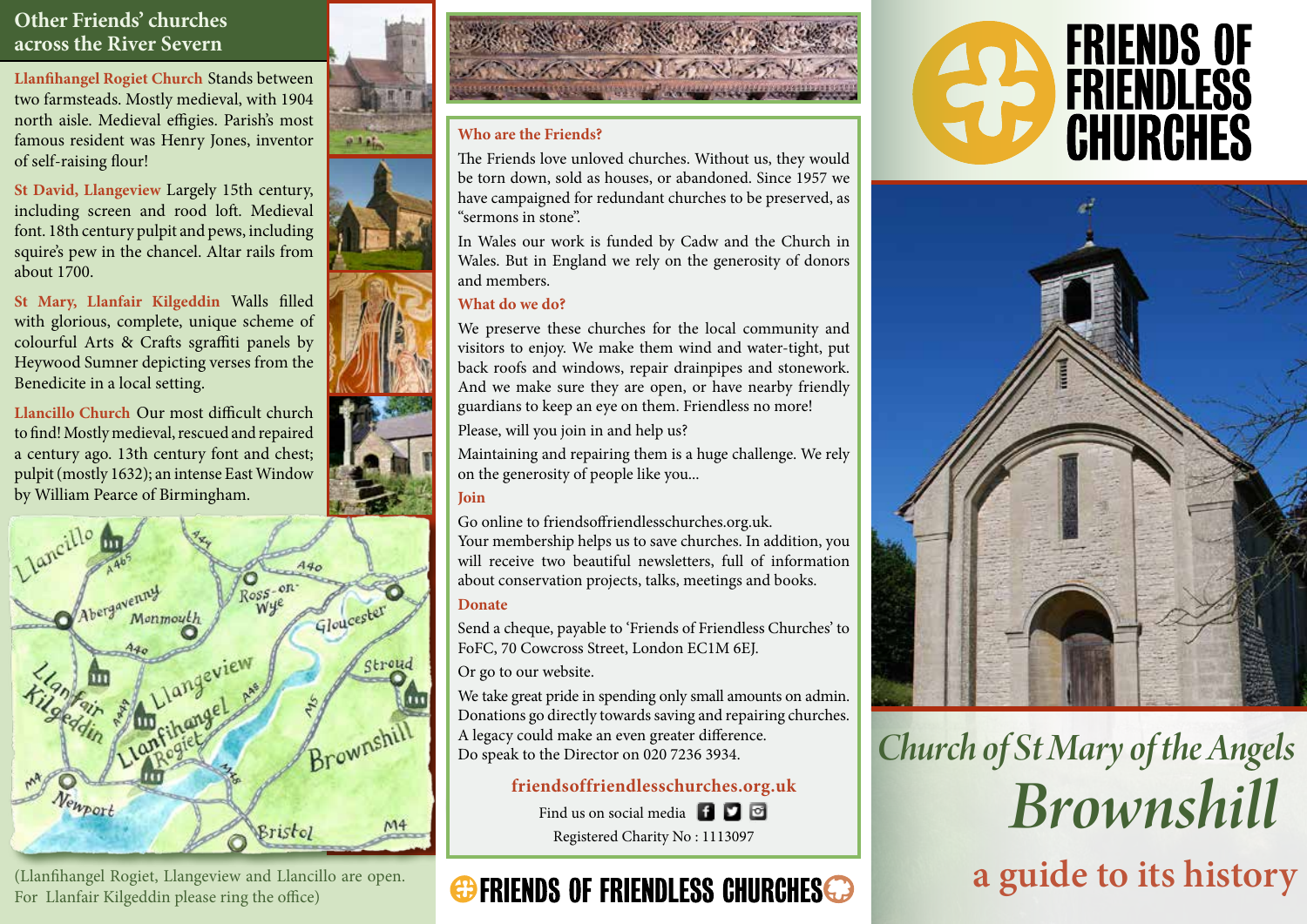## Other Friends' churches across the River Severn

**Llanfihangel Rogiet Church** Stands between two farmsteads. Mostly medieval, with 1904 north aisle. Medieval effigies. Parish's most famous resident was Henry Jones, inventor of self-raising flour!

**St David, Llangeview** Largely 15th century, including screen and rood loft. Medieval font. 18th century pulpit and pews, including squire's pew in the chancel. Altar rails from about 1700.

**St Mary, Llanfair Kilgeddin** Walls filled with glorious, complete, unique scheme of colourful Arts & Crafts sgraffiti panels by Heywood Sumner depicting verses from the Benedicite in a local setting.

**Llancillo Church** Our most difficult church to find! Mostly medieval, rescued and repaired a century ago. 13th century font and chest; pulpit (mostly 1632); an intense East Window by William Pearce of Birmingham.

Llancillo
A465
A49
A40
Abergavenny
Monmouth
Ross-on-Wye
Gloucester
A40
Llanfair Kilgeddin
A449
Llangeview
Llanfihangel Rogiet
A48
M5
Stroud
Brownshill
M4
Newport
M48
Bristol
M4

(Llanfihangel Rogiet, Llangeview and Llancillo are open. For Llanfair Kilgeddin please ring the office)

### Who are the Friends?

The Friends love unloved churches. Without us, they would be torn down, sold as houses, or abandoned. Since 1957 we have campaigned for redundant churches to be preserved, as "sermons in stone".

In Wales our work is funded by Cadw and the Church in Wales. But in England we rely on the generosity of donors and members.

### What do we do?

We preserve these churches for the local community and visitors to enjoy. We make them wind and water-tight, put back roofs and windows, repair drainpipes and stonework. And we make sure they are open, or have nearby friendly guardians to keep an eye on them. Friendless no more!

Please, will you join in and help us?

Maintaining and repairing them is a huge challenge. We rely on the generosity of people like you...

### Join

Go online to friendsoffriendlesschurches.org.uk.
Your membership helps us to save churches. In addition, you will receive two beautiful newsletters, full of information about conservation projects, talks, meetings and books.

### Donate

Send a cheque, payable to 'Friends of Friendless Churches' to FoFC, 70 Cowcross Street, London EC1M 6EJ.

Or go to our website.

We take great pride in spending only small amounts on admin. Donations go directly towards saving and repairing churches. A legacy could make an even greater difference.
Do speak to the Director on 020 7236 3934.

**friendsoffriendlesschurches.org.uk**

Find us on social media

Registered Charity No : 1113097

FRIENDS OF FRIENDLESS CHURCHES

# FRIENDS OF FRIENDLESS CHURCHES

*Church of St Mary of the Angels*
# *Brownshill*
## a guide to its history